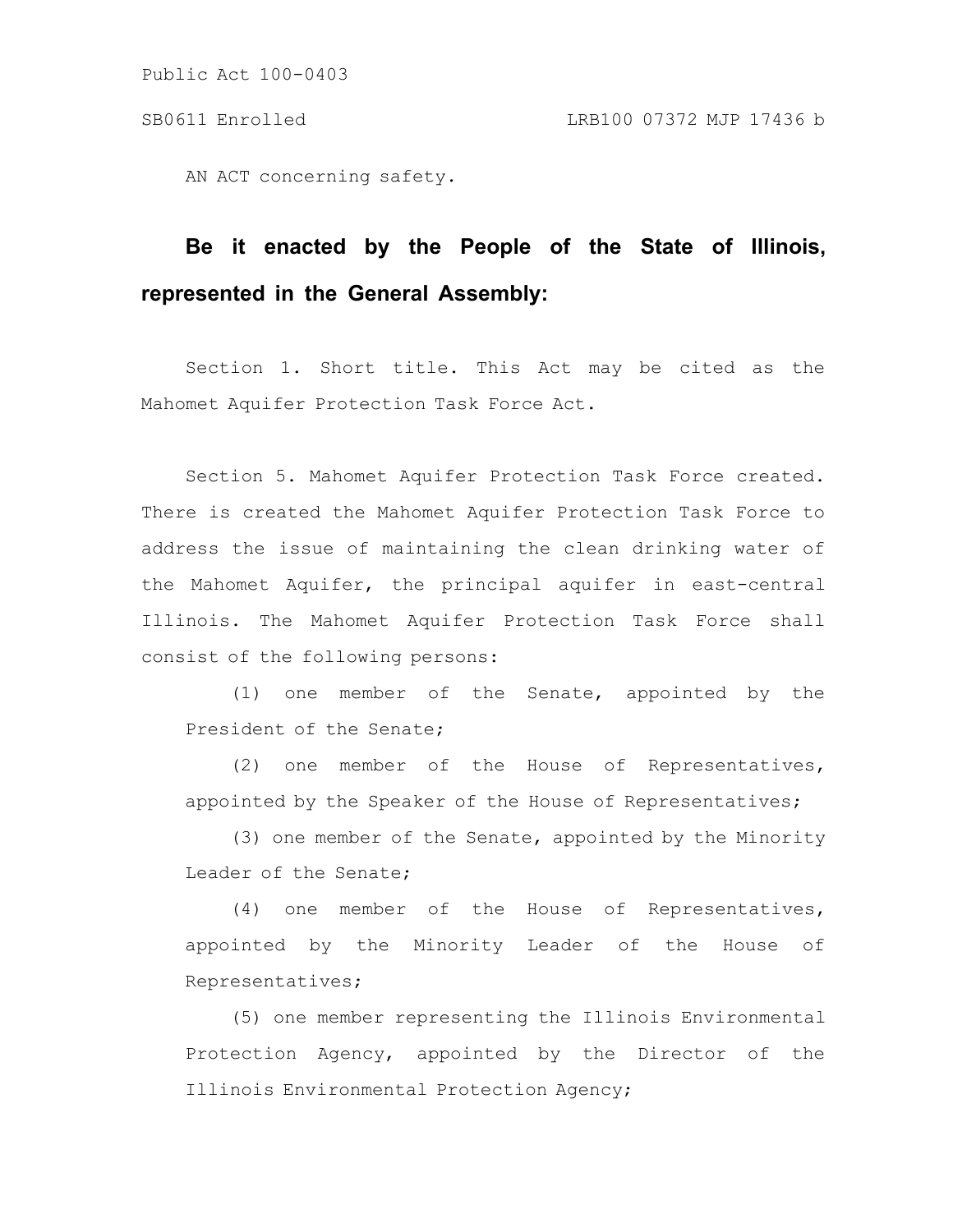Public Act 100-0403

SB0611 Enrolled LRB100 07372 MJP 17436 b

AN ACT concerning safety.

**Be it enacted by the People of the State of Illinois, represented in the General Assembly:**

Section 1. Short title. This Act may be cited as the Mahomet Aquifer Protection Task Force Act.

Section 5. Mahomet Aquifer Protection Task Force created. There is created the Mahomet Aquifer Protection Task Force to address the issue of maintaining the clean drinking water of the Mahomet Aquifer, the principal aquifer in east-central Illinois. The Mahomet Aquifer Protection Task Force shall consist of the following persons:

(1) one member of the Senate, appointed by the President of the Senate;

(2) one member of the House of Representatives, appointed by the Speaker of the House of Representatives;

(3) one member of the Senate, appointed by the Minority Leader of the Senate;

(4) one member of the House of Representatives, appointed by the Minority Leader of the House of Representatives;

(5) one member representing the Illinois Environmental Protection Agency, appointed by the Director of the Illinois Environmental Protection Agency;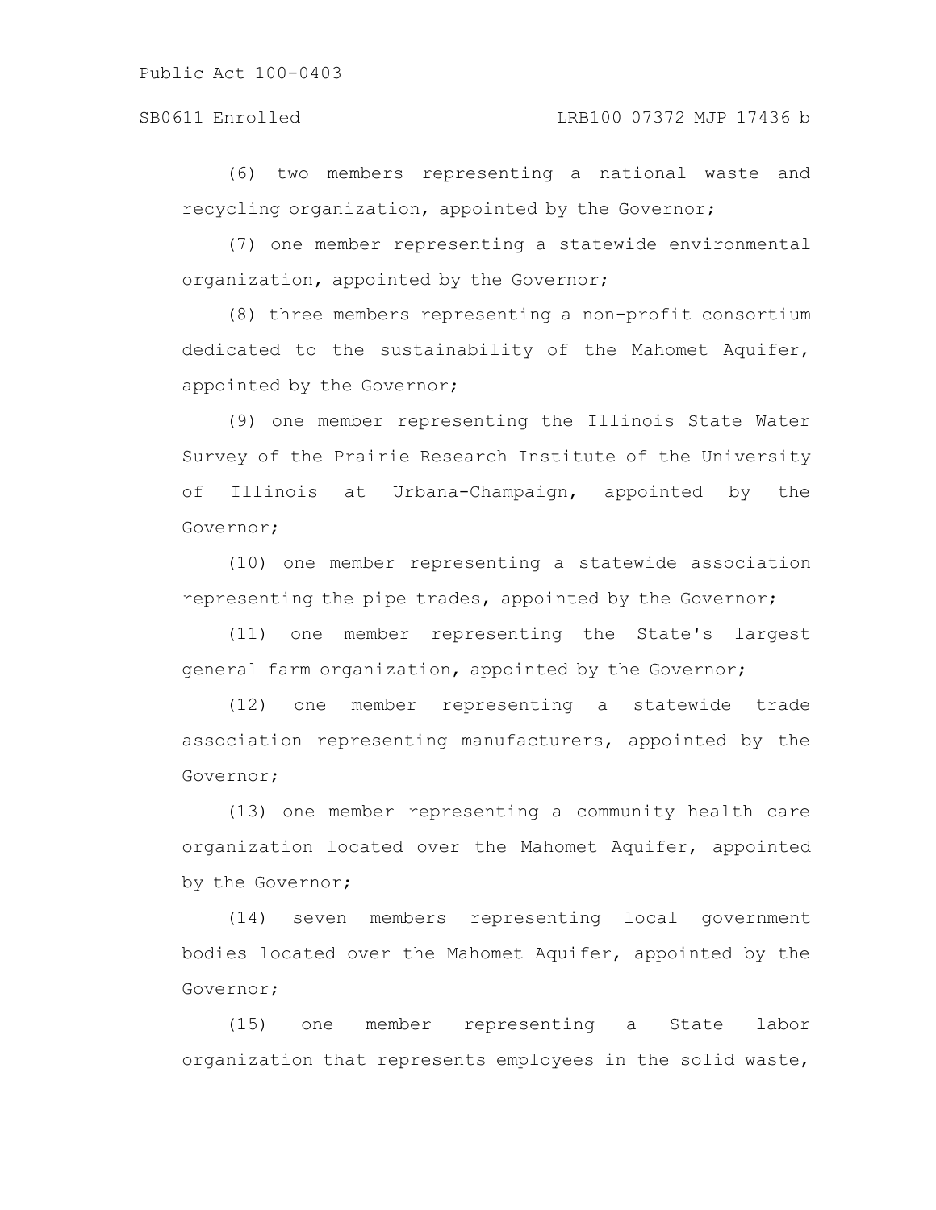(6) two members representing a national waste and recycling organization, appointed by the Governor;

(7) one member representing a statewide environmental organization, appointed by the Governor;

(8) three members representing a non-profit consortium dedicated to the sustainability of the Mahomet Aquifer, appointed by the Governor;

(9) one member representing the Illinois State Water Survey of the Prairie Research Institute of the University of Illinois at Urbana-Champaign, appointed by the Governor;

(10) one member representing a statewide association representing the pipe trades, appointed by the Governor;

(11) one member representing the State's largest general farm organization, appointed by the Governor;

(12) one member representing a statewide trade association representing manufacturers, appointed by the Governor;

(13) one member representing a community health care organization located over the Mahomet Aquifer, appointed by the Governor;

(14) seven members representing local government bodies located over the Mahomet Aquifer, appointed by the Governor;

(15) one member representing a State labor organization that represents employees in the solid waste,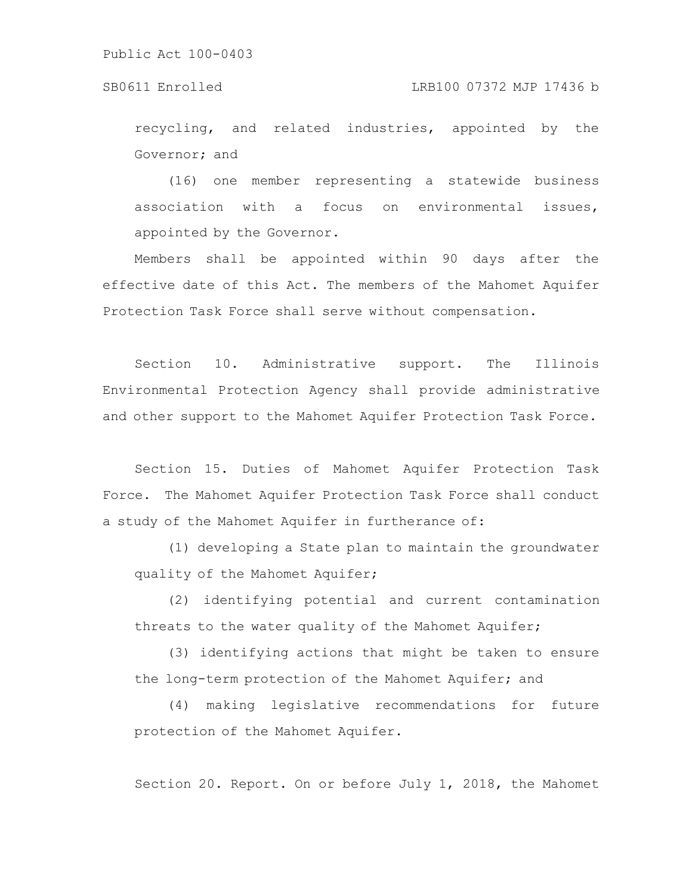recycling, and related industries, appointed by the Governor; and

(16) one member representing a statewide business association with a focus on environmental issues, appointed by the Governor.

Members shall be appointed within 90 days after the effective date of this Act. The members of the Mahomet Aquifer Protection Task Force shall serve without compensation.

Section 10. Administrative support. The Illinois Environmental Protection Agency shall provide administrative and other support to the Mahomet Aquifer Protection Task Force.

Section 15. Duties of Mahomet Aquifer Protection Task Force. The Mahomet Aquifer Protection Task Force shall conduct a study of the Mahomet Aquifer in furtherance of:

(1) developing a State plan to maintain the groundwater quality of the Mahomet Aquifer;

(2) identifying potential and current contamination threats to the water quality of the Mahomet Aquifer;

(3) identifying actions that might be taken to ensure the long-term protection of the Mahomet Aquifer; and

(4) making legislative recommendations for future protection of the Mahomet Aquifer.

Section 20. Report. On or before July 1, 2018, the Mahomet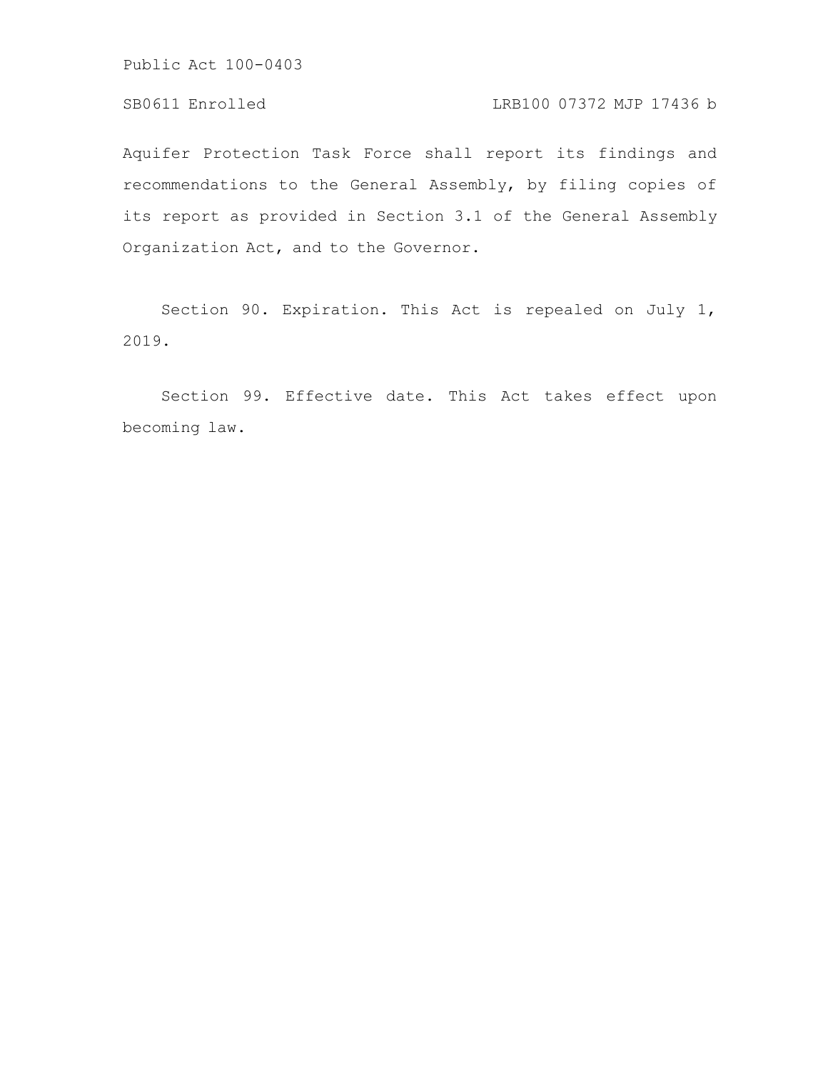Aquifer Protection Task Force shall report its findings and recommendations to the General Assembly, by filing copies of its report as provided in Section 3.1 of the General Assembly Organization Act, and to the Governor.

Section 90. Expiration. This Act is repealed on July 1, 2019.

Section 99. Effective date. This Act takes effect upon becoming law.